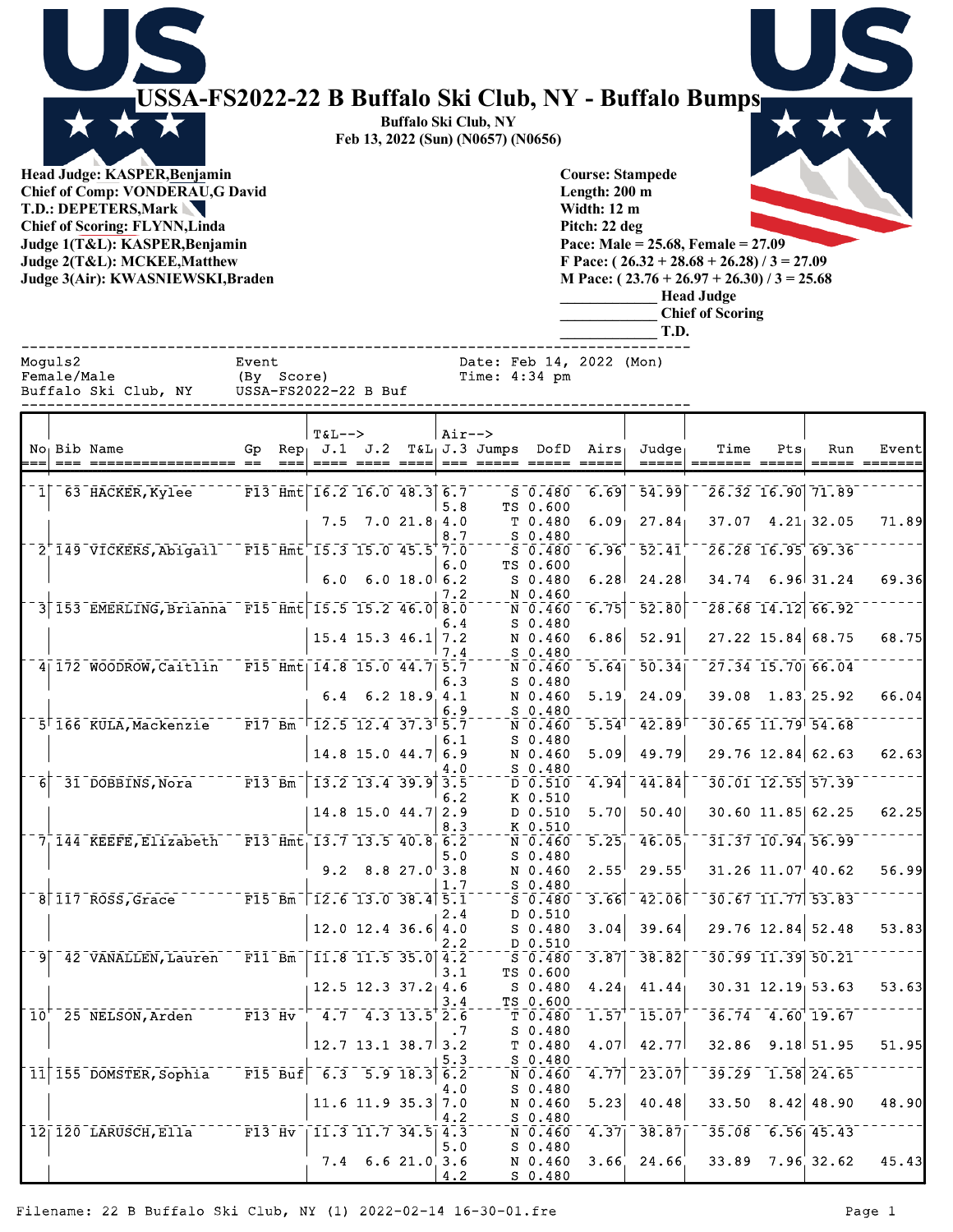# USSA-FS2022-22 B Buffalo Ski Club, NY - Buffalo Bumps

**Buffalo Ski Club, NY**
**Feb 13, 2022 (Sun) (N0657) (N0656)**

**Head Judge: KASPER,Benjamin**
**Chief of Comp: VONDERAU,G David**
**T.D.: DEPETERS,Mark**
**Chief of Scoring: FLYNN,Linda**
**Judge 1(T&L): KASPER,Benjamin**
**Judge 2(T&L): MCKEE,Matthew**
**Judge 3(Air): KWASNIEWSKI,Braden**

**Course: Stampede**
**Length: 200 m**
**Width: 12 m**
**Pitch: 22 deg**
**Pace: Male = 25.68, Female = 27.09**
**F Pace: ( 26.32 + 28.68 + 26.28) / 3 = 27.09**
**M Pace: ( 23.76 + 26.97 + 26.30) / 3 = 25.68**
**_____________ Head Judge**
**_____________ Chief of Scoring**
**_____________ T.D.**

```
Moguls2                    Event                     Date: Feb 14, 2022 (Mon)
Female/Male                (By  Score)               Time: 4:34 pm
Buffalo Ski Club, NY       USSA-FS2022-22 B Buf
```

| No | Bib | Name | Gp | Rep | J.1 | J.2 | T&L | J.3 | Jumps | DofD | Airs | Judge | Time | Pts | Run | Event |
|---|---|---|---|---|---|---|---|---|---|---|---|---|---|---|---|---|
| 1 | 63 | HACKER,Kylee | F13 | Hmt | 16.2 | 16.0 | 48.3 | 6.7 / 5.8 | S / TS | 0.480 / 0.600 | 6.69 | 54.99 | 26.32 | 16.90 | 71.89 | |
| | | | | | 7.5 | 7.0 | 21.8 | 4.0 / 8.7 | T / S | 0.480 / 0.480 | 6.09 | 27.84 | 37.07 | 4.21 | 32.05 | 71.89 |
| 2 | 149 | VICKERS,Abigail | F15 | Hmt | 15.3 | 15.0 | 45.5 | 7.0 / 6.0 | S / TS | 0.480 / 0.600 | 6.96 | 52.41 | 26.28 | 16.95 | 69.36 | |
| | | | | | 6.0 | 6.0 | 18.0 | 6.2 / 7.2 | S / N | 0.480 / 0.460 | 6.28 | 24.28 | 34.74 | 6.96 | 31.24 | 69.36 |
| 3 | 153 | EMERLING,Brianna | F15 | Hmt | 15.5 | 15.2 | 46.0 | 8.0 / 6.4 | N / S | 0.460 / 0.480 | 6.75 | 52.80 | 28.68 | 14.12 | 66.92 | |
| | | | | | 15.4 | 15.3 | 46.1 | 7.2 / 7.4 | N / S | 0.460 / 0.480 | 6.86 | 52.91 | 27.22 | 15.84 | 68.75 | 68.75 |
| 4 | 172 | WOODROW,Caitlin | F15 | Hmt | 14.8 | 15.0 | 44.7 | 5.7 / 6.3 | N / S | 0.460 / 0.480 | 5.64 | 50.34 | 27.34 | 15.70 | 66.04 | |
| | | | | | 6.4 | 6.2 | 18.9 | 4.1 / 6.9 | N / S | 0.460 / 0.480 | 5.19 | 24.09 | 39.08 | 1.83 | 25.92 | 66.04 |
| 5 | 166 | KULA,Mackenzie | F17 | Bm | 12.5 | 12.4 | 37.3 | 5.7 / 6.1 | N / S | 0.460 / 0.480 | 5.54 | 42.89 | 30.65 | 11.79 | 54.68 | |
| | | | | | 14.8 | 15.0 | 44.7 | 6.9 / 4.0 | N / S | 0.460 / 0.480 | 5.09 | 49.79 | 29.76 | 12.84 | 62.63 | 62.63 |
| 6 | 31 | DOBBINS,Nora | F13 | Bm | 13.2 | 13.4 | 39.9 | 3.5 / 6.2 | D / K | 0.510 / 0.510 | 4.94 | 44.84 | 30.01 | 12.55 | 57.39 | |
| | | | | | 14.8 | 15.0 | 44.7 | 2.9 / 8.3 | D / K | 0.510 / 0.510 | 5.70 | 50.40 | 30.60 | 11.85 | 62.25 | 62.25 |
| 7 | 144 | KEEFE,Elizabeth | F13 | Hmt | 13.7 | 13.5 | 40.8 | 6.2 / 5.0 | N / S | 0.460 / 0.480 | 5.25 | 46.05 | 31.37 | 10.94 | 56.99 | |
| | | | | | 9.2 | 8.8 | 27.0 | 3.8 / 1.7 | N / S | 0.460 / 0.480 | 2.55 | 29.55 | 31.26 | 11.07 | 40.62 | 56.99 |
| 8 | 117 | ROSS,Grace | F15 | Bm | 12.6 | 13.0 | 38.4 | 5.1 / 2.4 | S / D | 0.480 / 0.510 | 3.66 | 42.06 | 30.67 | 11.77 | 53.83 | |
| | | | | | 12.0 | 12.4 | 36.6 | 4.0 / 2.2 | S / D | 0.480 / 0.510 | 3.04 | 39.64 | 29.76 | 12.84 | 52.48 | 53.83 |
| 9 | 42 | VANALLEN,Lauren | F11 | Bm | 11.8 | 11.5 | 35.0 | 4.2 / 3.1 | S / TS | 0.480 / 0.600 | 3.87 | 38.82 | 30.99 | 11.39 | 50.21 | |
| | | | | | 12.5 | 12.3 | 37.2 | 4.6 / 3.4 | S / TS | 0.480 / 0.600 | 4.24 | 41.44 | 30.31 | 12.19 | 53.63 | 53.63 |
| 10 | 25 | NELSON,Arden | F13 | Hv | 4.7 | 4.3 | 13.5 | 2.6 / .7 | T / S | 0.480 / 0.480 | 1.57 | 15.07 | 36.74 | 4.60 | 19.67 | |
| | | | | | 12.7 | 13.1 | 38.7 | 3.2 / 5.3 | T / S | 0.480 / 0.480 | 4.07 | 42.77 | 32.86 | 9.18 | 51.95 | 51.95 |
| 11 | 155 | DOMSTER,Sophia | F15 | Buf | 6.3 | 5.9 | 18.3 | 6.2 / 4.0 | N / S | 0.460 / 0.480 | 4.77 | 23.07 | 39.29 | 1.58 | 24.65 | |
| | | | | | 11.6 | 11.9 | 35.3 | 7.0 / 4.2 | N / S | 0.460 / 0.480 | 5.23 | 40.48 | 33.50 | 8.42 | 48.90 | 48.90 |
| 12 | 120 | LARUSCH,Ella | F13 | Hv | 11.3 | 11.7 | 34.5 | 4.3 / 5.0 | N / S | 0.460 / 0.480 | 4.37 | 38.87 | 35.08 | 6.56 | 45.43 | |
| | | | | | 7.4 | 6.6 | 21.0 | 3.6 / 4.2 | N / S | 0.460 / 0.480 | 3.66 | 24.66 | 33.89 | 7.96 | 32.62 | 45.43 |

Filename: 22 B Buffalo Ski Club, NY (1) 2022-02-14 16-30-01.fre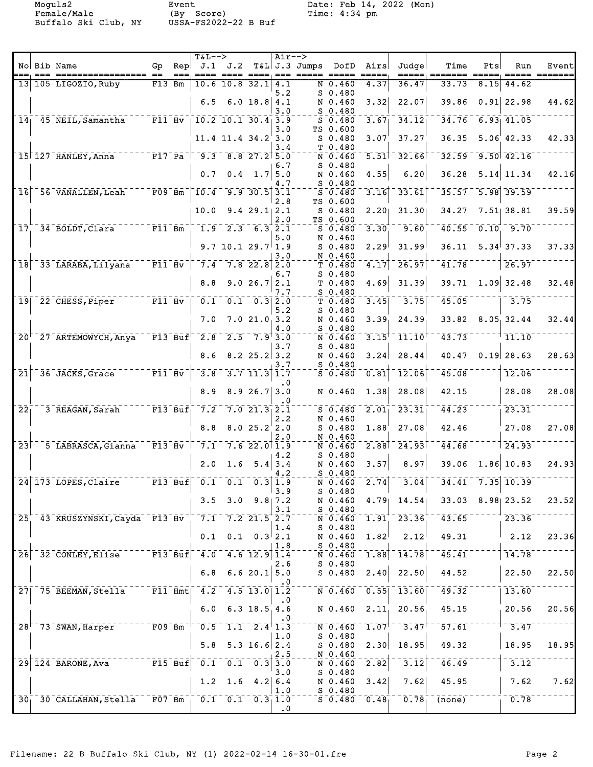Moguls2
Female/Male
Buffalo Ski Club, NY

Event
(By Score)
USSA-FS2022-22 B Buf

Date: Feb 14, 2022 (Mon)
Time: 4:34 pm

| No | Bib | Name | Gp | Rep | T&L--> J.1 | J.2 | T&L | Air--> J.3 | Jumps | DofD | Airs | Judge | Time | Pts | Run | Event |
|---|---|---|---|---|---|---|---|---|---|---|---|---|---|---|---|---|
| 13 | 105 | LIGOZIO, Ruby | F13 | Bm | 10.6 | 10.8 | 32.1 | 4.1 | N | 0.460 | 4.37 | 36.47 | 33.73 | 8.15 | 44.62 | |
| | | | | | | | | 5.2 | S | 0.480 | | | | | | |
| | | | | | 6.5 | 6.0 | 18.8 | 4.1 | N | 0.460 | 3.32 | 22.07 | 39.86 | 0.91 | 22.98 | 44.62 |
| | | | | | | | | 3.0 | S | 0.480 | | | | | | |
| 14 | 45 | NEIL, Samantha | F11 | Hv | 10.2 | 10.1 | 30.4 | 3.9 | S | 0.480 | 3.67 | 34.12 | 34.76 | 6.93 | 41.05 | |
| | | | | | | | | 3.0 | TS | 0.600 | | | | | | |
| | | | | | 11.4 | 11.4 | 34.2 | 3.0 | S | 0.480 | 3.07 | 37.27 | 36.35 | 5.06 | 42.33 | 42.33 |
| | | | | | | | | 3.4 | T | 0.480 | | | | | | |
| 15 | 127 | HANLEY, Anna | F17 | Pa | 9.3 | 8.8 | 27.2 | 5.0 | N | 0.460 | 5.51 | 32.66 | 32.59 | 9.50 | 42.16 | |
| | | | | | | | | 6.7 | S | 0.480 | | | | | | |
| | | | | | 0.7 | 0.4 | 1.7 | 5.0 | N | 0.460 | 4.55 | 6.20 | 36.28 | 5.14 | 11.34 | 42.16 |
| | | | | | | | | 4.7 | S | 0.480 | | | | | | |
| 16 | 56 | VANALLEN, Leah | F09 | Bm | 10.4 | 9.9 | 30.5 | 3.1 | S | 0.480 | 3.16 | 33.61 | 35.57 | 5.98 | 39.59 | |
| | | | | | | | | 2.8 | TS | 0.600 | | | | | | |
| | | | | | 10.0 | 9.4 | 29.1 | 2.1 | S | 0.480 | 2.20 | 31.30 | 34.27 | 7.51 | 38.81 | 39.59 |
| | | | | | | | | 2.0 | TS | 0.600 | | | | | | |
| 17 | 34 | BOLDT, Clara | F11 | Bm | 1.9 | 2.3 | 6.3 | 2.1 | S | 0.480 | 3.30 | 9.60 | 40.55 | 0.10 | 9.70 | |
| | | | | | | | | 5.0 | N | 0.460 | | | | | | |
| | | | | | 9.7 | 10.1 | 29.7 | 1.9 | S | 0.480 | 2.29 | 31.99 | 36.11 | 5.34 | 37.33 | 37.33 |
| | | | | | | | | 3.0 | N | 0.460 | | | | | | |
| 18 | 33 | LARABA, Lilyana | F11 | Hv | 7.4 | 7.8 | 22.8 | 2.0 | T | 0.480 | 4.17 | 26.97 | 41.78 | | 26.97 | |
| | | | | | | | | 6.7 | S | 0.480 | | | | | | |
| | | | | | 8.8 | 9.0 | 26.7 | 2.1 | T | 0.480 | 4.69 | 31.39 | 39.71 | 1.09 | 32.48 | 32.48 |
| | | | | | | | | 7.7 | S | 0.480 | | | | | | |
| 19 | 22 | CHESS, Piper | F11 | Hv | 0.1 | 0.1 | 0.3 | 2.0 | T | 0.480 | 3.45 | 3.75 | 45.05 | | 3.75 | |
| | | | | | | | | 5.2 | S | 0.480 | | | | | | |
| | | | | | 7.0 | 7.0 | 21.0 | 3.2 | N | 0.460 | 3.39 | 24.39 | 33.82 | 8.05 | 32.44 | 32.44 |
| | | | | | | | | 4.0 | S | 0.480 | | | | | | |
| 20 | 27 | ARTEMOWYCH, Anya | F13 | Buf | 2.8 | 2.5 | 7.9 | 3.0 | N | 0.460 | 3.15 | 11.10 | 43.73 | | 11.10 | |
| | | | | | | | | 3.7 | S | 0.480 | | | | | | |
| | | | | | 8.6 | 8.2 | 25.2 | 3.2 | N | 0.460 | 3.24 | 28.44 | 40.47 | 0.19 | 28.63 | 28.63 |
| | | | | | | | | 3.7 | S | 0.480 | | | | | | |
| 21 | 36 | JACKS, Grace | F11 | Hv | 3.8 | 3.7 | 11.3 | 1.7 | S | 0.480 | 0.81 | 12.06 | 45.08 | | 12.06 | |
| | | | | | | | | .0 | | | | | | | | |
| | | | | | 8.9 | 8.9 | 26.7 | 3.0 | N | 0.460 | 1.38 | 28.08 | 42.15 | | 28.08 | 28.08 |
| | | | | | | | | .0 | | | | | | | | |
| 22 | 3 | REAGAN, Sarah | F13 | Buf | 7.2 | 7.0 | 21.3 | 2.1 | S | 0.480 | 2.01 | 23.31 | 44.23 | | 23.31 | |
| | | | | | | | | 2.2 | N | 0.460 | | | | | | |
| | | | | | 8.8 | 8.0 | 25.2 | 2.0 | S | 0.480 | 1.88 | 27.08 | 42.46 | | 27.08 | 27.08 |
| | | | | | | | | 2.0 | N | 0.460 | | | | | | |
| 23 | 5 | LABRASCA, Gianna | F13 | Hv | 7.1 | 7.6 | 22.0 | 1.9 | N | 0.460 | 2.88 | 24.93 | 44.68 | | 24.93 | |
| | | | | | | | | 4.2 | S | 0.480 | | | | | | |
| | | | | | 2.0 | 1.6 | 5.4 | 3.4 | N | 0.460 | 3.57 | 8.97 | 39.06 | 1.86 | 10.83 | 24.93 |
| | | | | | | | | 4.2 | S | 0.480 | | | | | | |
| 24 | 173 | LOPES, Claire | F13 | Buf | 0.1 | 0.1 | 0.3 | 1.9 | N | 0.460 | 2.74 | 3.04 | 34.41 | 7.35 | 10.39 | |
| | | | | | | | | 3.9 | S | 0.480 | | | | | | |
| | | | | | 3.5 | 3.0 | 9.8 | 7.2 | N | 0.460 | 4.79 | 14.54 | 33.03 | 8.98 | 23.52 | 23.52 |
| | | | | | | | | 3.1 | S | 0.480 | | | | | | |
| 25 | 43 | KRUSZYNSKI, Cayda | F13 | Hv | 7.1 | 7.2 | 21.5 | 2.7 | N | 0.460 | 1.91 | 23.36 | 43.65 | | 23.36 | |
| | | | | | | | | 1.4 | S | 0.480 | | | | | | |
| | | | | | 0.1 | 0.1 | 0.3 | 2.1 | N | 0.460 | 1.82 | 2.12 | 49.31 | | 2.12 | 23.36 |
| | | | | | | | | 1.8 | S | 0.480 | | | | | | |
| 26 | 32 | CONLEY, Elise | F13 | Buf | 4.0 | 4.6 | 12.9 | 1.4 | N | 0.460 | 1.88 | 14.78 | 45.41 | | 14.78 | |
| | | | | | | | | 2.6 | S | 0.480 | | | | | | |
| | | | | | 6.8 | 6.6 | 20.1 | 5.0 | S | 0.480 | 2.40 | 22.50 | 44.52 | | 22.50 | 22.50 |
| | | | | | | | | .0 | | | | | | | | |
| 27 | 75 | BEEMAN, Stella | F11 | Hmt | 4.2 | 4.5 | 13.0 | 1.2 | N | 0.460 | 0.55 | 13.60 | 49.32 | | 13.60 | |
| | | | | | | | | .0 | | | | | | | | |
| | | | | | 6.0 | 6.3 | 18.5 | 4.6 | N | 0.460 | 2.11 | 20.56 | 45.15 | | 20.56 | 20.56 |
| | | | | | | | | .0 | | | | | | | | |
| 28 | 73 | SWAN, Harper | F09 | Bm | 0.5 | 1.1 | 2.4 | 1.3 | N | 0.460 | 1.07 | 3.47 | 57.61 | | 3.47 | |
| | | | | | | | | 1.0 | S | 0.480 | | | | | | |
| | | | | | 5.8 | 5.3 | 16.6 | 2.4 | S | 0.480 | 2.30 | 18.95 | 49.32 | | 18.95 | 18.95 |
| | | | | | | | | 2.5 | N | 0.460 | | | | | | |
| 29 | 124 | BARONE, Ava | F15 | Buf | 0.1 | 0.1 | 0.3 | 3.0 | N | 0.460 | 2.82 | 3.12 | 46.49 | | 3.12 | |
| | | | | | | | | 3.0 | S | 0.480 | | | | | | |
| | | | | | 1.2 | 1.6 | 4.2 | 6.4 | N | 0.460 | 3.42 | 7.62 | 45.95 | | 7.62 | 7.62 |
| | | | | | | | | 1.0 | S | 0.480 | | | | | | |
| 30 | 30 | CALLAHAN, Stella | F07 | Bm | 0.1 | 0.1 | 0.3 | 1.0 | S | 0.480 | 0.48 | 0.78 | (none) | | 0.78 | |
| | | | | | | | | .0 | | | | | | | | |

Filename: 22 B Buffalo Ski Club, NY (1) 2022-02-14 16-30-01.fre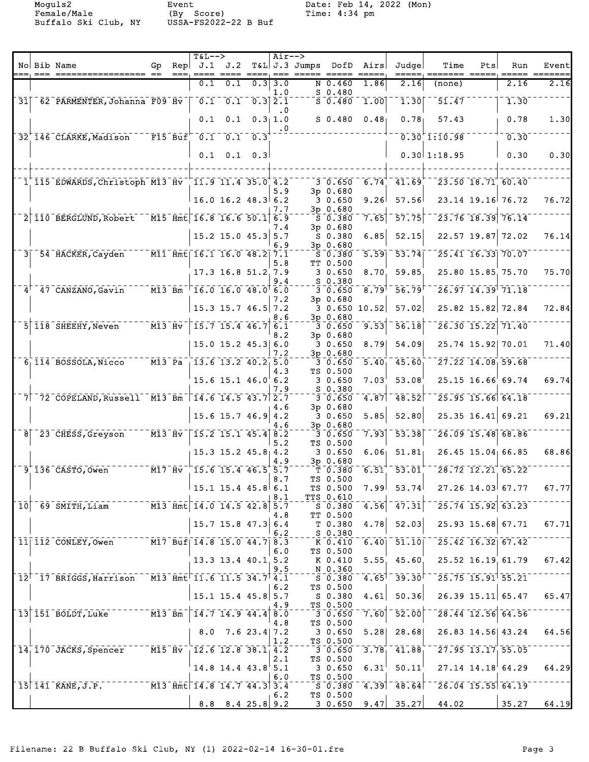Moguls2
Female/Male
Buffalo Ski Club, NY

Event
(By Score)
USSA-FS2022-22 B Buf

Date: Feb 14, 2022 (Mon)
Time: 4:34 pm

| No | Bib | Name | Gp | Rep | J.1 | J.2 | T&L | J.3 | Jumps | DofD | Airs | Judge | Time | Pts | Run | Event |
|---|---|---|---|---|---|---|---|---|---|---|---|---|---|---|---|---|
| | | | | | 0.1 | 0.1 | 0.3 | 3.0 | N | 0.460 | 1.86 | 2.16 | (none) | | 2.16 | 2.16 |
| | | | | | | | | 1.0 | S | 0.480 | | | | | | |
| 31 | 62 | PARMENTER, Johanna | F09 | Hv | 0.1 | 0.1 | 0.3 | 2.1 | S | 0.480 | 1.00 | 1.30 | 51.47 | | 1.30 | |
| | | | | | | | | .0 | | | | | | | | |
| | | | | | 0.1 | 0.1 | 0.3 | 1.0 | S | 0.480 | 0.48 | 0.78 | 57.43 | | 0.78 | 1.30 |
| | | | | | | | | .0 | | | | | | | | |
| 32 | 146 | CLARKE, Madison | F15 | Buf | 0.1 | 0.1 | 0.3 | | | | | 0.30 | 1:10.98 | | 0.30 | |
| | | | | | 0.1 | 0.1 | 0.3 | | | | | 0.30 | 1:18.95 | | 0.30 | 0.30 |
| 1 | 115 | EDWARDS, Christoph | M13 | Hv | 11.9 | 11.4 | 35.0 | 4.2 | 3 | 0.650 | 6.74 | 41.69 | 23.50 | 18.71 | 60.40 | |
| | | | | | | | | 5.9 | 3p | 0.680 | | | | | | |
| | | | | | 16.0 | 16.2 | 48.3 | 6.2 | 3 | 0.650 | 9.26 | 57.56 | 23.14 | 19.16 | 76.72 | 76.72 |
| | | | | | | | | 7.7 | 3p | 0.680 | | | | | | |
| 2 | 110 | BERGLUND, Robert | M15 | Hmt | 16.8 | 16.6 | 50.1 | 6.9 | S | 0.380 | 7.65 | 57.75 | 23.76 | 18.39 | 76.14 | |
| | | | | | | | | 7.4 | 3p | 0.680 | | | | | | |
| | | | | | 15.2 | 15.0 | 45.3 | 5.7 | S | 0.380 | 6.85 | 52.15 | 22.57 | 19.87 | 72.02 | 76.14 |
| | | | | | | | | 6.9 | 3p | 0.680 | | | | | | |
| 3 | 54 | HACKER, Cayden | M11 | Hmt | 16.1 | 16.0 | 48.2 | 7.1 | S | 0.380 | 5.59 | 53.74 | 25.41 | 16.33 | 70.07 | |
| | | | | | | | | 5.8 | TT | 0.500 | | | | | | |
| | | | | | 17.3 | 16.8 | 51.2 | 7.9 | 3 | 0.650 | 8.70 | 59.85 | 25.80 | 15.85 | 75.70 | 75.70 |
| | | | | | | | | 9.4 | S | 0.380 | | | | | | |
| 4 | 47 | CANZANO, Gavin | M13 | Bm | 16.0 | 16.0 | 48.0 | 6.0 | 3 | 0.650 | 8.79 | 56.79 | 26.97 | 14.39 | 71.18 | |
| | | | | | | | | 7.2 | 3p | 0.680 | | | | | | |
| | | | | | 15.3 | 15.7 | 46.5 | 7.2 | 3 | 0.650 | 10.52 | 57.02 | 25.82 | 15.82 | 72.84 | 72.84 |
| | | | | | | | | 8.6 | 3p | 0.680 | | | | | | |
| 5 | 118 | SHEEHY, Neven | M13 | Hv | 15.7 | 15.4 | 46.7 | 6.1 | 3 | 0.650 | 9.53 | 56.18 | 26.30 | 15.22 | 71.40 | |
| | | | | | | | | 8.2 | 3p | 0.680 | | | | | | |
| | | | | | 15.0 | 15.2 | 45.3 | 6.0 | 3 | 0.650 | 8.79 | 54.09 | 25.74 | 15.92 | 70.01 | 71.40 |
| | | | | | | | | 7.2 | 3p | 0.680 | | | | | | |
| 6 | 114 | BOSSOLA, Nicco | M13 | Pa | 13.6 | 13.2 | 40.2 | 5.0 | 3 | 0.650 | 5.40 | 45.60 | 27.22 | 14.08 | 59.68 | |
| | | | | | | | | 4.3 | TS | 0.500 | | | | | | |
| | | | | | 15.6 | 15.1 | 46.0 | 6.2 | 3 | 0.650 | 7.03 | 53.08 | 25.15 | 16.66 | 69.74 | 69.74 |
| | | | | | | | | 7.9 | S | 0.380 | | | | | | |
| 7 | 72 | COPELAND, Russell | M13 | Bm | 14.6 | 14.5 | 43.7 | 2.7 | 3 | 0.650 | 4.87 | 48.52 | 25.95 | 15.66 | 64.18 | |
| | | | | | | | | 4.6 | 3p | 0.680 | | | | | | |
| | | | | | 15.6 | 15.7 | 46.9 | 4.2 | 3 | 0.650 | 5.85 | 52.80 | 25.35 | 16.41 | 69.21 | 69.21 |
| | | | | | | | | 4.6 | 3p | 0.680 | | | | | | |
| 8 | 23 | CHESS, Greyson | M13 | Hv | 15.2 | 15.1 | 45.4 | 8.2 | 3 | 0.650 | 7.93 | 53.38 | 26.09 | 15.48 | 68.86 | |
| | | | | | | | | 5.2 | TS | 0.500 | | | | | | |
| | | | | | 15.3 | 15.2 | 45.8 | 4.2 | 3 | 0.650 | 6.06 | 51.81 | 26.45 | 15.04 | 66.85 | 68.86 |
| | | | | | | | | 4.9 | 3p | 0.680 | | | | | | |
| 9 | 136 | CASTO, Owen | M17 | Hv | 15.6 | 15.4 | 46.5 | 5.7 | T | 0.380 | 6.51 | 53.01 | 28.72 | 12.21 | 65.22 | |
| | | | | | | | | 8.7 | TS | 0.500 | | | | | | |
| | | | | | 15.1 | 15.4 | 45.8 | 6.1 | TS | 0.500 | 7.99 | 53.74 | 27.26 | 14.03 | 67.77 | 67.77 |
| | | | | | | | | 8.1 | TTS | 0.610 | | | | | | |
| 10 | 69 | SMITH, Liam | M13 | Hmt | 14.0 | 14.5 | 42.8 | 5.7 | S | 0.380 | 4.56 | 47.31 | 25.74 | 15.92 | 63.23 | |
| | | | | | | | | 4.8 | TT | 0.500 | | | | | | |
| | | | | | 15.7 | 15.8 | 47.3 | 6.4 | T | 0.380 | 4.78 | 52.03 | 25.93 | 15.68 | 67.71 | 67.71 |
| | | | | | | | | 6.2 | S | 0.380 | | | | | | |
| 11 | 112 | CONLEY, Owen | M17 | Buf | 14.8 | 15.0 | 44.7 | 8.3 | K | 0.410 | 6.40 | 51.10 | 25.42 | 16.32 | 67.42 | |
| | | | | | | | | 6.0 | TS | 0.500 | | | | | | |
| | | | | | 13.3 | 13.4 | 40.1 | 5.2 | K | 0.410 | 5.55 | 45.60 | 25.52 | 16.19 | 61.79 | 67.42 |
| | | | | | | | | 9.5 | N | 0.360 | | | | | | |
| 12 | 17 | BRIGGS, Harrison | M13 | Hmt | 11.6 | 11.5 | 34.7 | 4.1 | S | 0.380 | 4.65 | 39.30 | 25.75 | 15.91 | 55.21 | |
| | | | | | | | | 6.2 | TS | 0.500 | | | | | | |
| | | | | | 15.1 | 15.4 | 45.8 | 5.7 | S | 0.380 | 4.61 | 50.36 | 26.39 | 15.11 | 65.47 | 65.47 |
| | | | | | | | | 4.9 | TS | 0.500 | | | | | | |
| 13 | 151 | BOLDT, Luke | M13 | Bm | 14.7 | 14.9 | 44.4 | 8.0 | 3 | 0.650 | 7.60 | 52.00 | 28.44 | 12.56 | 64.56 | |
| | | | | | | | | 4.8 | TS | 0.500 | | | | | | |
| | | | | | 8.0 | 7.6 | 23.4 | 7.2 | 3 | 0.650 | 5.28 | 28.68 | 26.83 | 14.56 | 43.24 | 64.56 |
| | | | | | | | | 1.2 | TS | 0.500 | | | | | | |
| 14 | 170 | JACKS, Spencer | M15 | Hv | 12.6 | 12.8 | 38.1 | 4.2 | 3 | 0.650 | 3.78 | 41.88 | 27.95 | 13.17 | 55.05 | |
| | | | | | | | | 2.1 | TS | 0.500 | | | | | | |
| | | | | | 14.8 | 14.4 | 43.8 | 5.1 | 3 | 0.650 | 6.31 | 50.11 | 27.14 | 14.18 | 64.29 | 64.29 |
| | | | | | | | | 6.0 | TS | 0.500 | | | | | | |
| 15 | 141 | KANE, J.P. | M13 | Hmt | 14.8 | 14.7 | 44.3 | 3.4 | S | 0.380 | 4.39 | 48.64 | 26.04 | 15.55 | 64.19 | |
| | | | | | | | | 6.2 | TS | 0.500 | | | | | | |
| | | | | | 8.8 | 8.4 | 25.8 | 9.2 | 3 | 0.650 | 9.47 | 35.27 | 44.02 | | 35.27 | 64.19 |

Filename: 22 B Buffalo Ski Club, NY (1) 2022-02-14 16-30-01.fre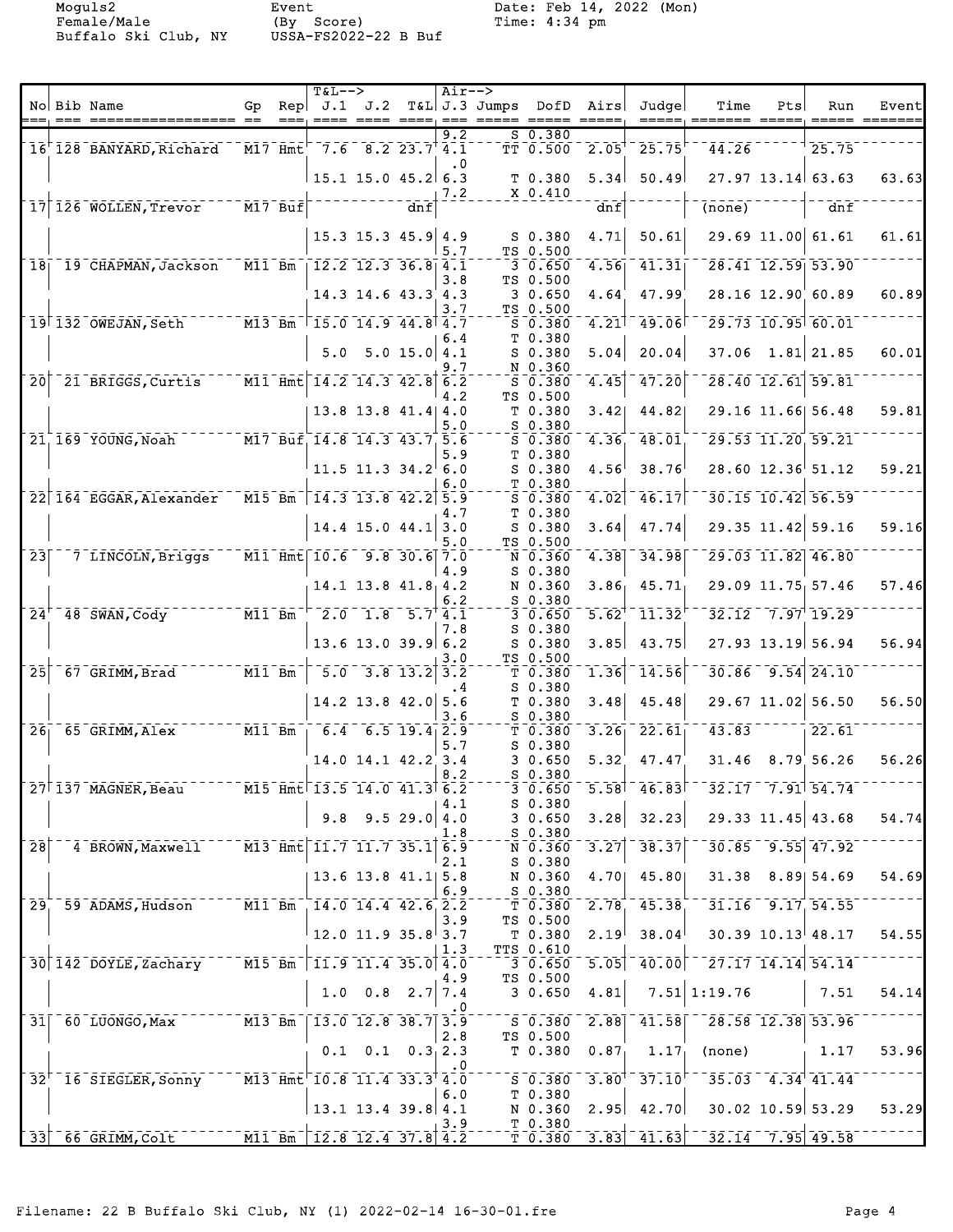Moguls2
Female/Male
Buffalo Ski Club, NY

Event
(By Score)
USSA-FS2022-22 B Buf

Date: Feb 14, 2022 (Mon)
Time: 4:34 pm

| No | Bib | Name | Gp | Rep | J.1 | J.2 | T&L | J.3 | Jumps | DofD | Airs | Judge | Time | Pts | Run | Event |
|---|---|---|---|---|---|---|---|---|---|---|---|---|---|---|---|---|
| | | | | | | | | 9.2 | S | 0.380 | | | | | | |
| 16 | 128 | BANYARD,Richard | M17 | Hmt | 7.6 | 8.2 | 23.7 | 4.1 | TT | 0.500 | 2.05 | 25.75 | 44.26 | | 25.75 | |
| | | | | | | | | .0 | | | | | | | | |
| | | | | | 15.1 | 15.0 | 45.2 | 6.3 | T | 0.380 | 5.34 | 50.49 | 27.97 | 13.14 | 63.63 | 63.63 |
| | | | | | | | | 7.2 | X | 0.410 | | | | | | |
| 17 | 126 | WOLLEN,Trevor | M17 | Buf | | | dnf | | | | dnf | | (none) | | dnf | |
| | | | | | 15.3 | 15.3 | 45.9 | 4.9 | S | 0.380 | 4.71 | 50.61 | 29.69 | 11.00 | 61.61 | 61.61 |
| | | | | | | | | 5.7 | TS | 0.500 | | | | | | |
| 18 | 19 | CHAPMAN,Jackson | M11 | Bm | 12.2 | 12.3 | 36.8 | 4.1 | 3 | 0.650 | 4.56 | 41.31 | 28.41 | 12.59 | 53.90 | |
| | | | | | | | | 3.8 | TS | 0.500 | | | | | | |
| | | | | | 14.3 | 14.6 | 43.3 | 4.3 | 3 | 0.650 | 4.64 | 47.99 | 28.16 | 12.90 | 60.89 | 60.89 |
| | | | | | | | | 3.7 | TS | 0.500 | | | | | | |
| 19 | 132 | OWEJAN,Seth | M13 | Bm | 15.0 | 14.9 | 44.8 | 4.7 | S | 0.380 | 4.21 | 49.06 | 29.73 | 10.95 | 60.01 | |
| | | | | | | | | 6.4 | T | 0.380 | | | | | | |
| | | | | | 5.0 | 5.0 | 15.0 | 4.1 | S | 0.380 | 5.04 | 20.04 | 37.06 | 1.81 | 21.85 | 60.01 |
| | | | | | | | | 9.7 | N | 0.360 | | | | | | |
| 20 | 21 | BRIGGS,Curtis | M11 | Hmt | 14.2 | 14.3 | 42.8 | 6.2 | S | 0.380 | 4.45 | 47.20 | 28.40 | 12.61 | 59.81 | |
| | | | | | | | | 4.2 | TS | 0.500 | | | | | | |
| | | | | | 13.8 | 13.8 | 41.4 | 4.0 | T | 0.380 | 3.42 | 44.82 | 29.16 | 11.66 | 56.48 | 59.81 |
| | | | | | | | | 5.0 | S | 0.380 | | | | | | |
| 21 | 169 | YOUNG,Noah | M17 | Buf | 14.8 | 14.3 | 43.7 | 5.6 | S | 0.380 | 4.36 | 48.01 | 29.53 | 11.20 | 59.21 | |
| | | | | | | | | 5.9 | T | 0.380 | | | | | | |
| | | | | | 11.5 | 11.3 | 34.2 | 6.0 | S | 0.380 | 4.56 | 38.76 | 28.60 | 12.36 | 51.12 | 59.21 |
| | | | | | | | | 6.0 | T | 0.380 | | | | | | |
| 22 | 164 | EGGAR,Alexander | M15 | Bm | 14.3 | 13.8 | 42.2 | 5.9 | S | 0.380 | 4.02 | 46.17 | 30.15 | 10.42 | 56.59 | |
| | | | | | | | | 4.7 | T | 0.380 | | | | | | |
| | | | | | 14.4 | 15.0 | 44.1 | 3.0 | S | 0.380 | 3.64 | 47.74 | 29.35 | 11.42 | 59.16 | 59.16 |
| | | | | | | | | 5.0 | TS | 0.500 | | | | | | |
| 23 | 7 | LINCOLN,Briggs | M11 | Hmt | 10.6 | 9.8 | 30.6 | 7.0 | N | 0.360 | 4.38 | 34.98 | 29.03 | 11.82 | 46.80 | |
| | | | | | | | | 4.9 | S | 0.380 | | | | | | |
| | | | | | 14.1 | 13.8 | 41.8 | 4.2 | N | 0.360 | 3.86 | 45.71 | 29.09 | 11.75 | 57.46 | 57.46 |
| | | | | | | | | 6.2 | S | 0.380 | | | | | | |
| 24 | 48 | SWAN,Cody | M11 | Bm | 2.0 | 1.8 | 5.7 | 4.1 | 3 | 0.650 | 5.62 | 11.32 | 32.12 | 7.97 | 19.29 | |
| | | | | | | | | 7.8 | S | 0.380 | | | | | | |
| | | | | | 13.6 | 13.0 | 39.9 | 6.2 | S | 0.380 | 3.85 | 43.75 | 27.93 | 13.19 | 56.94 | 56.94 |
| | | | | | | | | 3.0 | TS | 0.500 | | | | | | |
| 25 | 67 | GRIMM,Brad | M11 | Bm | 5.0 | 3.8 | 13.2 | 3.2 | T | 0.380 | 1.36 | 14.56 | 30.86 | 9.54 | 24.10 | |
| | | | | | | | | .4 | S | 0.380 | | | | | | |
| | | | | | 14.2 | 13.8 | 42.0 | 5.6 | T | 0.380 | 3.48 | 45.48 | 29.67 | 11.02 | 56.50 | 56.50 |
| | | | | | | | | 3.6 | S | 0.380 | | | | | | |
| 26 | 65 | GRIMM,Alex | M11 | Bm | 6.4 | 6.5 | 19.4 | 2.9 | T | 0.380 | 3.26 | 22.61 | 43.83 | | 22.61 | |
| | | | | | | | | 5.7 | S | 0.380 | | | | | | |
| | | | | | 14.0 | 14.1 | 42.2 | 3.4 | 3 | 0.650 | 5.32 | 47.47 | 31.46 | 8.79 | 56.26 | 56.26 |
| | | | | | | | | 8.2 | S | 0.380 | | | | | | |
| 27 | 137 | MAGNER,Beau | M15 | Hmt | 13.5 | 14.0 | 41.3 | 6.2 | 3 | 0.650 | 5.58 | 46.83 | 32.17 | 7.91 | 54.74 | |
| | | | | | | | | 4.1 | S | 0.380 | | | | | | |
| | | | | | 9.8 | 9.5 | 29.0 | 4.0 | 3 | 0.650 | 3.28 | 32.23 | 29.33 | 11.45 | 43.68 | 54.74 |
| | | | | | | | | 1.8 | S | 0.380 | | | | | | |
| 28 | 4 | BROWN,Maxwell | M13 | Hmt | 11.7 | 11.7 | 35.1 | 6.9 | N | 0.360 | 3.27 | 38.37 | 30.85 | 9.55 | 47.92 | |
| | | | | | | | | 2.1 | S | 0.380 | | | | | | |
| | | | | | 13.6 | 13.8 | 41.1 | 5.8 | N | 0.360 | 4.70 | 45.80 | 31.38 | 8.89 | 54.69 | 54.69 |
| | | | | | | | | 6.9 | S | 0.380 | | | | | | |
| 29 | 59 | ADAMS,Hudson | M11 | Bm | 14.0 | 14.4 | 42.6 | 2.2 | T | 0.380 | 2.78 | 45.38 | 31.16 | 9.17 | 54.55 | |
| | | | | | | | | 3.9 | TS | 0.500 | | | | | | |
| | | | | | 12.0 | 11.9 | 35.8 | 3.7 | T | 0.380 | 2.19 | 38.04 | 30.39 | 10.13 | 48.17 | 54.55 |
| | | | | | | | | 1.3 | TTS | 0.610 | | | | | | |
| 30 | 142 | DOYLE,Zachary | M15 | Bm | 11.9 | 11.4 | 35.0 | 4.0 | 3 | 0.650 | 5.05 | 40.00 | 27.17 | 14.14 | 54.14 | |
| | | | | | | | | 4.9 | TS | 0.500 | | | | | | |
| | | | | | 1.0 | 0.8 | 2.7 | 7.4 | 3 | 0.650 | 4.81 | 7.51 | 1:19.76 | | 7.51 | 54.14 |
| | | | | | | | | .0 | | | | | | | | |
| 31 | 60 | LUONGO,Max | M13 | Bm | 13.0 | 12.8 | 38.7 | 3.9 | S | 0.380 | 2.88 | 41.58 | 28.58 | 12.38 | 53.96 | |
| | | | | | | | | 2.8 | TS | 0.500 | | | | | | |
| | | | | | 0.1 | 0.1 | 0.3 | 2.3 | T | 0.380 | 0.87 | 1.17 | (none) | | 1.17 | 53.96 |
| | | | | | | | | .0 | | | | | | | | |
| 32 | 16 | SIEGLER,Sonny | M13 | Hmt | 10.8 | 11.4 | 33.3 | 4.0 | S | 0.380 | 3.80 | 37.10 | 35.03 | 4.34 | 41.44 | |
| | | | | | | | | 6.0 | T | 0.380 | | | | | | |
| | | | | | 13.1 | 13.4 | 39.8 | 4.1 | N | 0.360 | 2.95 | 42.70 | 30.02 | 10.59 | 53.29 | 53.29 |
| | | | | | | | | 3.9 | T | 0.380 | | | | | | |
| 33 | 66 | GRIMM,Colt | M11 | Bm | 12.8 | 12.4 | 37.8 | 4.2 | T | 0.380 | 3.83 | 41.63 | 32.14 | 7.95 | 49.58 | |

Filename: 22 B Buffalo Ski Club, NY (1) 2022-02-14 16-30-01.fre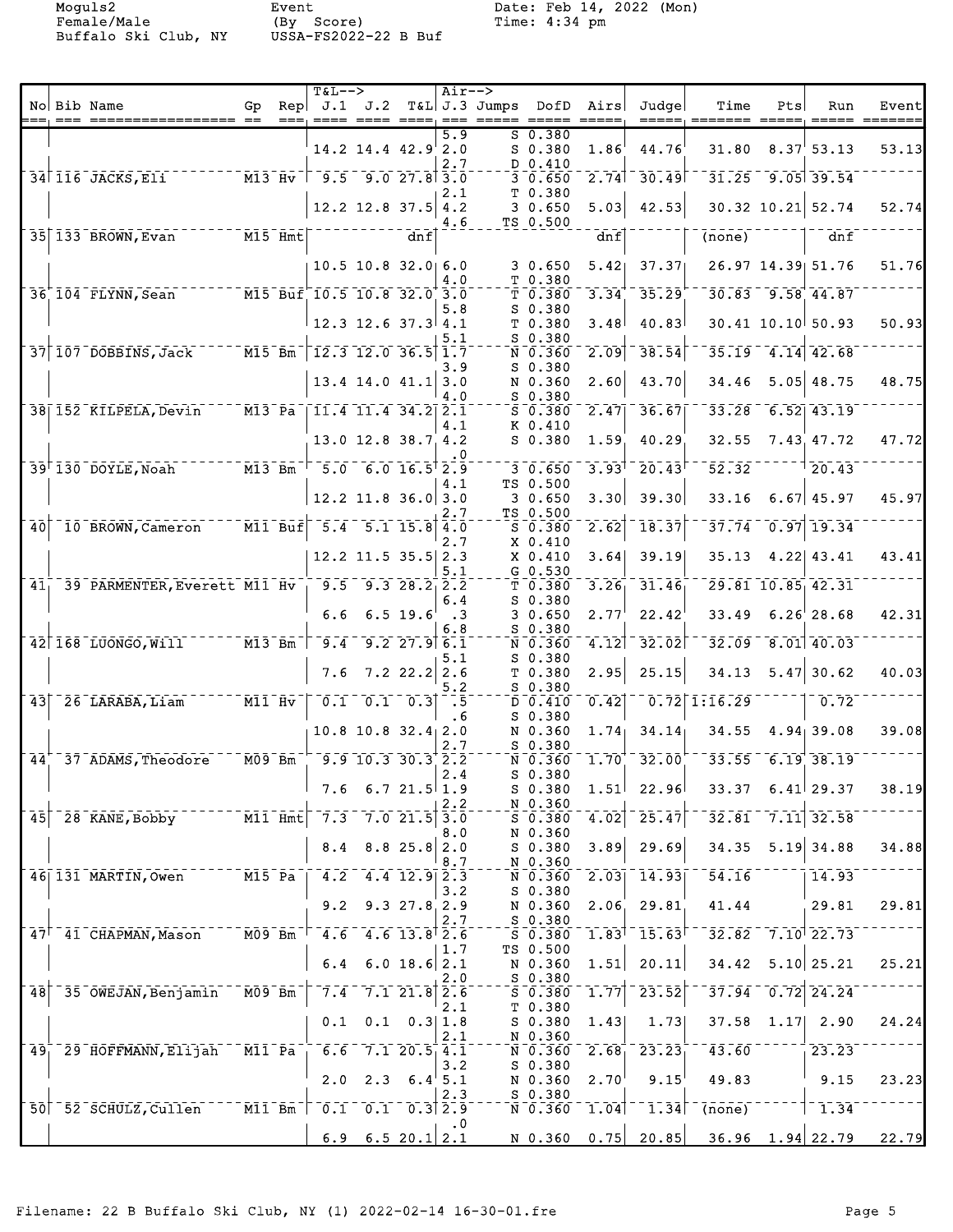Moguls2
Female/Male
Buffalo Ski Club, NY

Event
(By Score)
USSA-FS2022-22 B Buf

Date: Feb 14, 2022 (Mon)
Time: 4:34 pm

| No | Bib | Name | Gp | Rep | T&L--> J.1 | J.2 | T&L | Air--> J.3 | Jumps | DofD | Airs | Judge | Time | Pts | Run | Event |
|---|---|---|---|---|---|---|---|---|---|---|---|---|---|---|---|---|
| | | | | | | | | 5.9 | S | 0.380 | | | | | | |
| | | | | | 14.2 | 14.4 | 42.9 | 2.0 | S | 0.380 | 1.86 | 44.76 | 31.80 | 8.37 | 53.13 | 53.13 |
| | | | | | | | | 2.7 | D | 0.410 | | | | | | |
| 34 | 116 | JACKS,Eli | M13 | Hv | 9.5 | 9.0 | 27.8 | 3.0 | 3 | 0.650 | 2.74 | 30.49 | 31.25 | 9.05 | 39.54 | |
| | | | | | | | | 2.1 | T | 0.380 | | | | | | |
| | | | | | 12.2 | 12.8 | 37.5 | 4.2 | 3 | 0.650 | 5.03 | 42.53 | 30.32 | 10.21 | 52.74 | 52.74 |
| | | | | | | | | 4.6 | TS | 0.500 | | | | | | |
| 35 | 133 | BROWN,Evan | M15 | Hmt | | | dnf | | | | dnf | | (none) | | dnf | |
| | | | | | 10.5 | 10.8 | 32.0 | 6.0 | 3 | 0.650 | 5.42 | 37.37 | 26.97 | 14.39 | 51.76 | 51.76 |
| | | | | | | | | 4.0 | T | 0.380 | | | | | | |
| 36 | 104 | FLYNN,Sean | M15 | Buf | 10.5 | 10.8 | 32.0 | 3.0 | T | 0.380 | 3.34 | 35.29 | 30.83 | 9.58 | 44.87 | |
| | | | | | | | | 5.8 | S | 0.380 | | | | | | |
| | | | | | 12.3 | 12.6 | 37.3 | 4.1 | T | 0.380 | 3.48 | 40.83 | 30.41 | 10.10 | 50.93 | 50.93 |
| | | | | | | | | 5.1 | S | 0.380 | | | | | | |
| 37 | 107 | DOBBINS,Jack | M15 | Bm | 12.3 | 12.0 | 36.5 | 1.7 | N | 0.360 | 2.09 | 38.54 | 35.19 | 4.14 | 42.68 | |
| | | | | | | | | 3.9 | S | 0.380 | | | | | | |
| | | | | | 13.4 | 14.0 | 41.1 | 3.0 | N | 0.360 | 2.60 | 43.70 | 34.46 | 5.05 | 48.75 | 48.75 |
| | | | | | | | | 4.0 | S | 0.380 | | | | | | |
| 38 | 152 | KILPELA,Devin | M13 | Pa | 11.4 | 11.4 | 34.2 | 2.1 | S | 0.380 | 2.47 | 36.67 | 33.28 | 6.52 | 43.19 | |
| | | | | | | | | 4.1 | K | 0.410 | | | | | | |
| | | | | | 13.0 | 12.8 | 38.7 | 4.2 | S | 0.380 | 1.59 | 40.29 | 32.55 | 7.43 | 47.72 | 47.72 |
| | | | | | | | | .0 | | | | | | | | |
| 39 | 130 | DOYLE,Noah | M13 | Bm | 5.0 | 6.0 | 16.5 | 2.9 | 3 | 0.650 | 3.93 | 20.43 | 52.32 | | 20.43 | |
| | | | | | | | | 4.1 | TS | 0.500 | | | | | | |
| | | | | | 12.2 | 11.8 | 36.0 | 3.0 | 3 | 0.650 | 3.30 | 39.30 | 33.16 | 6.67 | 45.97 | 45.97 |
| | | | | | | | | 2.7 | TS | 0.500 | | | | | | |
| 40 | 10 | BROWN,Cameron | M11 | Buf | 5.4 | 5.1 | 15.8 | 4.0 | S | 0.380 | 2.62 | 18.37 | 37.74 | 0.97 | 19.34 | |
| | | | | | | | | 2.7 | X | 0.410 | | | | | | |
| | | | | | 12.2 | 11.5 | 35.5 | 2.3 | X | 0.410 | 3.64 | 39.19 | 35.13 | 4.22 | 43.41 | 43.41 |
| | | | | | | | | 5.1 | G | 0.530 | | | | | | |
| 41 | 39 | PARMENTER,Everett | M11 | Hv | 9.5 | 9.3 | 28.2 | 2.2 | T | 0.380 | 3.26 | 31.46 | 29.81 | 10.85 | 42.31 | |
| | | | | | | | | 6.4 | S | 0.380 | | | | | | |
| | | | | | 6.6 | 6.5 | 19.6 | .3 | 3 | 0.650 | 2.77 | 22.42 | 33.49 | 6.26 | 28.68 | 42.31 |
| | | | | | | | | 6.8 | S | 0.380 | | | | | | |
| 42 | 168 | LUONGO,Will | M13 | Bm | 9.4 | 9.2 | 27.9 | 6.1 | N | 0.360 | 4.12 | 32.02 | 32.09 | 8.01 | 40.03 | |
| | | | | | | | | 5.1 | S | 0.380 | | | | | | |
| | | | | | 7.6 | 7.2 | 22.2 | 2.6 | T | 0.380 | 2.95 | 25.15 | 34.13 | 5.47 | 30.62 | 40.03 |
| | | | | | | | | 5.2 | S | 0.380 | | | | | | |
| 43 | 26 | LARABA,Liam | M11 | Hv | 0.1 | 0.1 | 0.3 | .5 | D | 0.410 | 0.42 | 0.72 | 1:16.29 | | 0.72 | |
| | | | | | | | | .6 | S | 0.380 | | | | | | |
| | | | | | 10.8 | 10.8 | 32.4 | 2.0 | N | 0.360 | 1.74 | 34.14 | 34.55 | 4.94 | 39.08 | 39.08 |
| | | | | | | | | 2.7 | S | 0.380 | | | | | | |
| 44 | 37 | ADAMS,Theodore | M09 | Bm | 9.9 | 10.3 | 30.3 | 2.2 | N | 0.360 | 1.70 | 32.00 | 33.55 | 6.19 | 38.19 | |
| | | | | | | | | 2.4 | S | 0.380 | | | | | | |
| | | | | | 7.6 | 6.7 | 21.5 | 1.9 | S | 0.380 | 1.51 | 22.96 | 33.37 | 6.41 | 29.37 | 38.19 |
| | | | | | | | | 2.2 | N | 0.360 | | | | | | |
| 45 | 28 | KANE,Bobby | M11 | Hmt | 7.3 | 7.0 | 21.5 | 3.0 | S | 0.380 | 4.02 | 25.47 | 32.81 | 7.11 | 32.58 | |
| | | | | | | | | 8.0 | N | 0.360 | | | | | | |
| | | | | | 8.4 | 8.8 | 25.8 | 2.0 | S | 0.380 | 3.89 | 29.69 | 34.35 | 5.19 | 34.88 | 34.88 |
| | | | | | | | | 8.7 | N | 0.360 | | | | | | |
| 46 | 131 | MARTIN,Owen | M15 | Pa | 4.2 | 4.4 | 12.9 | 2.3 | N | 0.360 | 2.03 | 14.93 | 54.16 | | 14.93 | |
| | | | | | | | | 3.2 | S | 0.380 | | | | | | |
| | | | | | 9.2 | 9.3 | 27.8 | 2.9 | N | 0.360 | 2.06 | 29.81 | 41.44 | | 29.81 | 29.81 |
| | | | | | | | | 2.7 | S | 0.380 | | | | | | |
| 47 | 41 | CHAPMAN,Mason | M09 | Bm | 4.6 | 4.6 | 13.8 | 2.6 | S | 0.380 | 1.83 | 15.63 | 32.82 | 7.10 | 22.73 | |
| | | | | | | | | 1.7 | TS | 0.500 | | | | | | |
| | | | | | 6.4 | 6.0 | 18.6 | 2.1 | N | 0.360 | 1.51 | 20.11 | 34.42 | 5.10 | 25.21 | 25.21 |
| | | | | | | | | 2.0 | S | 0.380 | | | | | | |
| 48 | 35 | OWEJAN,Benjamin | M09 | Bm | 7.4 | 7.1 | 21.8 | 2.6 | S | 0.380 | 1.77 | 23.52 | 37.94 | 0.72 | 24.24 | |
| | | | | | | | | 2.1 | T | 0.380 | | | | | | |
| | | | | | 0.1 | 0.1 | 0.3 | 1.8 | S | 0.380 | 1.43 | 1.73 | 37.58 | 1.17 | 2.90 | 24.24 |
| | | | | | | | | 2.1 | N | 0.360 | | | | | | |
| 49 | 29 | HOFFMANN,Elijah | M11 | Pa | 6.6 | 7.1 | 20.5 | 4.1 | N | 0.360 | 2.68 | 23.23 | 43.60 | | 23.23 | |
| | | | | | | | | 3.2 | S | 0.380 | | | | | | |
| | | | | | 2.0 | 2.3 | 6.4 | 5.1 | N | 0.360 | 2.70 | 9.15 | 49.83 | | 9.15 | 23.23 |
| | | | | | | | | 2.3 | S | 0.380 | | | | | | |
| 50 | 52 | SCHULZ,Cullen | M11 | Bm | 0.1 | 0.1 | 0.3 | 2.9 | N | 0.360 | 1.04 | 1.34 | (none) | | 1.34 | |
| | | | | | | | | .0 | | | | | | | | |
| | | | | | 6.9 | 6.5 | 20.1 | 2.1 | N | 0.360 | 0.75 | 20.85 | 36.96 | 1.94 | 22.79 | 22.79 |

Filename: 22 B Buffalo Ski Club, NY (1) 2022-02-14 16-30-01.fre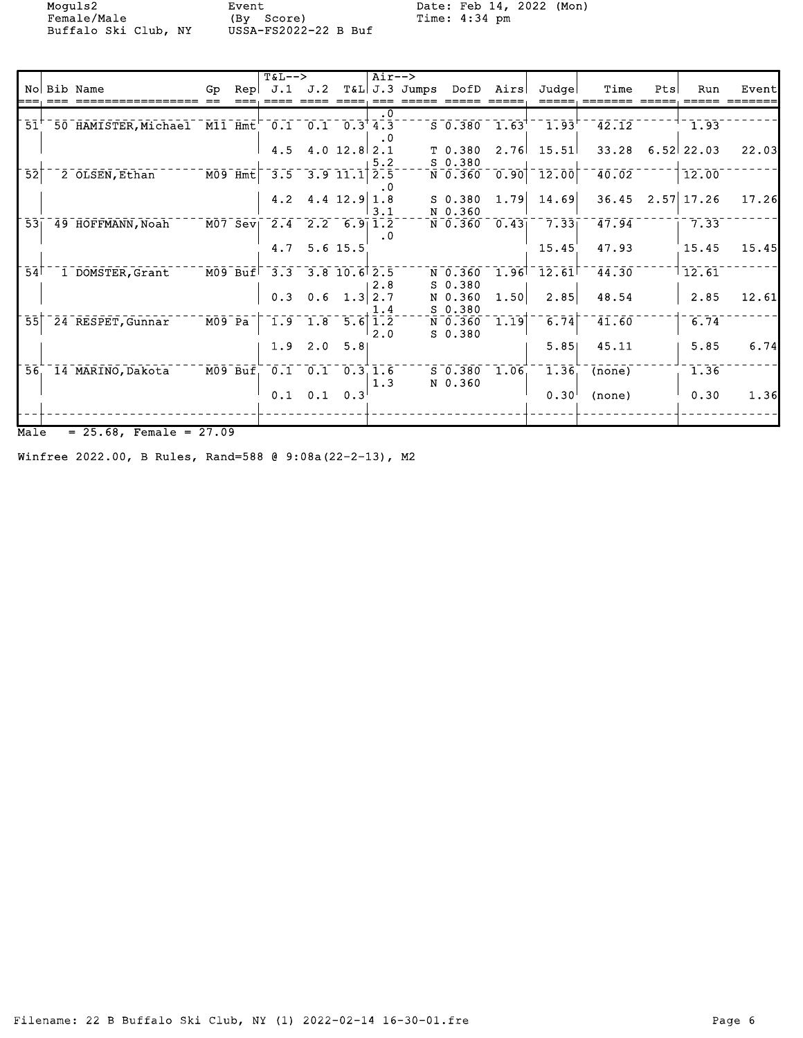Moguls2
Female/Male
Buffalo Ski Club, NY

Event
(By Score)
USSA-FS2022-22 B Buf

Date: Feb 14, 2022 (Mon)
Time: 4:34 pm

| No | Bib | Name | Gp | Rep | J.1 | J.2 | T&L | J.3 | Jumps | DofD | Airs | Judge | Time | Pts | Run | Event |
|---|---|---|---|---|---|---|---|---|---|---|---|---|---|---|---|---|
| | | | | | | | | .0 | | | | | | | | |
| 51 | 50 | HAMISTER,Michael | M11 | Hmt | 0.1 | 0.1 | 0.3 | 4.3 | S | 0.380 | 1.63 | 1.93 | 42.12 | | 1.93 | |
| | | | | | | | | .0 | | | | | | | | |
| | | | | | 4.5 | 4.0 | 12.8 | 2.1 | T | 0.380 | 2.76 | 15.51 | 33.28 | 6.52 | 22.03 | 22.03 |
| | | | | | | | | 5.2 | S | 0.380 | | | | | | |
| 52 | 2 | OLSEN,Ethan | M09 | Hmt | 3.5 | 3.9 | 11.1 | 2.5 | N | 0.360 | 0.90 | 12.00 | 40.02 | | 12.00 | |
| | | | | | | | | .0 | | | | | | | | |
| | | | | | 4.2 | 4.4 | 12.9 | 1.8 | S | 0.380 | 1.79 | 14.69 | 36.45 | 2.57 | 17.26 | 17.26 |
| | | | | | | | | 3.1 | N | 0.360 | | | | | | |
| 53 | 49 | HOFFMANN,Noah | M07 | Sev | 2.4 | 2.2 | 6.9 | 1.2 | N | 0.360 | 0.43 | 7.33 | 47.94 | | 7.33 | |
| | | | | | | | | .0 | | | | | | | | |
| | | | | | 4.7 | 5.6 | 15.5 | | | | | 15.45 | 47.93 | | 15.45 | 15.45 |
| 54 | 1 | DOMSTER,Grant | M09 | Buf | 3.3 | 3.8 | 10.6 | 2.5 | N | 0.360 | 1.96 | 12.61 | 44.30 | | 12.61 | |
| | | | | | | | | 2.8 | S | 0.380 | | | | | | |
| | | | | | 0.3 | 0.6 | 1.3 | 2.7 | N | 0.360 | 1.50 | 2.85 | 48.54 | | 2.85 | 12.61 |
| | | | | | | | | 1.4 | S | 0.380 | | | | | | |
| 55 | 24 | RESPET,Gunnar | M09 | Pa | 1.9 | 1.8 | 5.6 | 1.2 | N | 0.360 | 1.19 | 6.74 | 41.60 | | 6.74 | |
| | | | | | | | | 2.0 | S | 0.380 | | | | | | |
| | | | | | 1.9 | 2.0 | 5.8 | | | | | 5.85 | 45.11 | | 5.85 | 6.74 |
| 56 | 14 | MARINO,Dakota | M09 | Buf | 0.1 | 0.1 | 0.3 | 1.6 | S | 0.380 | 1.06 | 1.36 | (none) | | 1.36 | |
| | | | | | | | | 1.3 | N | 0.360 | | | | | | |
| | | | | | 0.1 | 0.1 | 0.3 | | | | | 0.30 | (none) | | 0.30 | 1.36 |

Male = 25.68, Female = 27.09

Winfree 2022.00, B Rules, Rand=588 @ 9:08a(22-2-13), M2

Filename: 22 B Buffalo Ski Club, NY (1) 2022-02-14 16-30-01.fre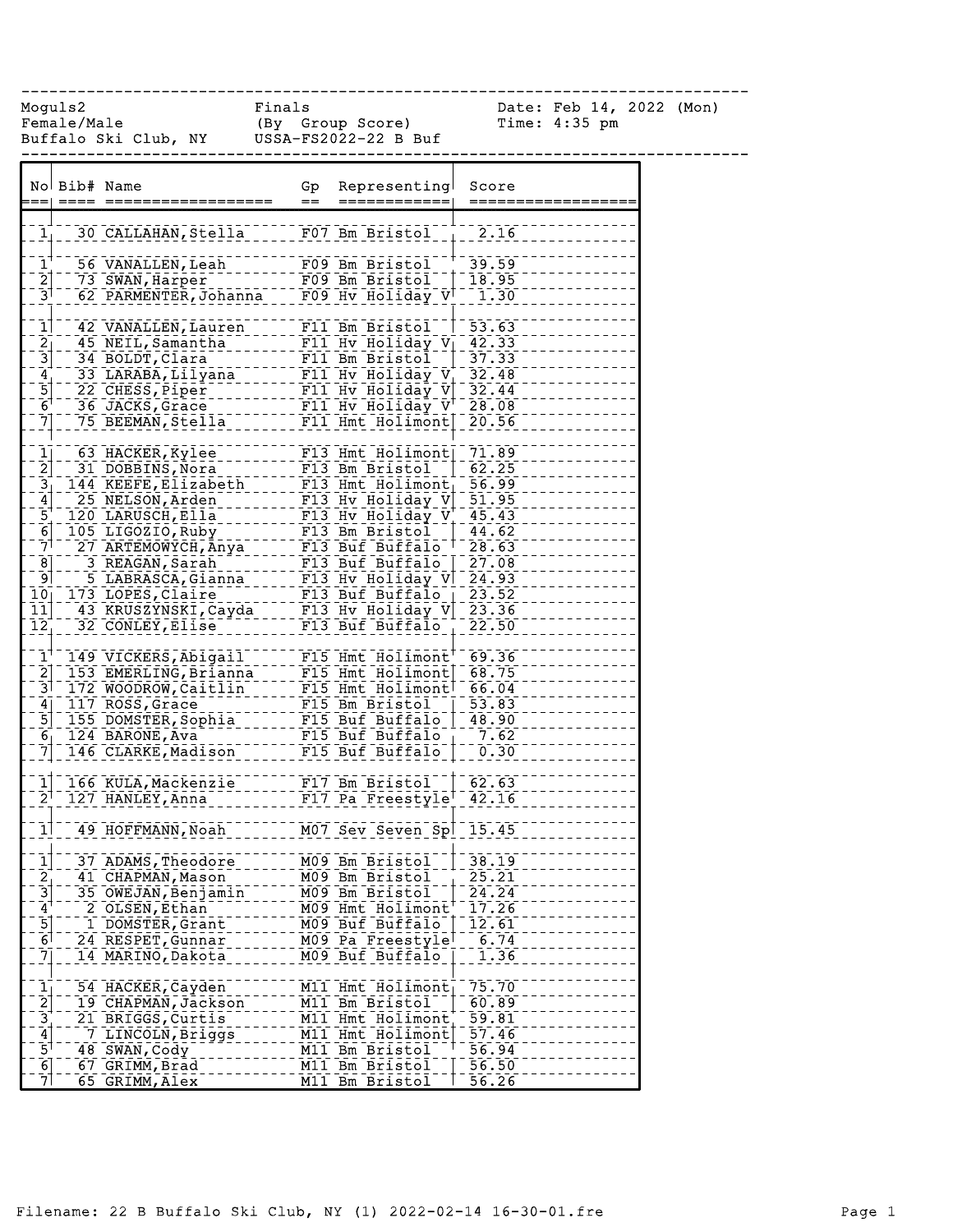Moguls2 | Finals | Date: Feb 14, 2022 (Mon)

Female/Male | (By Group Score) | Time: 4:35 pm

Buffalo Ski Club, NY | USSA-FS2022-22 B Buf

| No | Bib# | Name | Gp | Representing | Score |
|---|---|---|---|---|---|
| 1 | 30 | CALLAHAN, Stella | F07 | Bm Bristol | 2.16 |
| 1 | 56 | VANALLEN, Leah | F09 | Bm Bristol | 39.59 |
| 2 | 73 | SWAN, Harper | F09 | Bm Bristol | 18.95 |
| 3 | 62 | PARMENTER, Johanna | F09 | Hv Holiday V | 1.30 |
| 1 | 42 | VANALLEN, Lauren | F11 | Bm Bristol | 53.63 |
| 2 | 45 | NEIL, Samantha | F11 | Hv Holiday V | 42.33 |
| 3 | 34 | BOLDT, Clara | F11 | Bm Bristol | 37.33 |
| 4 | 33 | LARABA, Lilyana | F11 | Hv Holiday V | 32.48 |
| 5 | 22 | CHESS, Piper | F11 | Hv Holiday V | 32.44 |
| 6 | 36 | JACKS, Grace | F11 | Hv Holiday V | 28.08 |
| 7 | 75 | BEEMAN, Stella | F11 | Hmt Holimont | 20.56 |
| 1 | 63 | HACKER, Kylee | F13 | Hmt Holimont | 71.89 |
| 2 | 31 | DOBBINS, Nora | F13 | Bm Bristol | 62.25 |
| 3 | 144 | KEEFE, Elizabeth | F13 | Hmt Holimont | 56.99 |
| 4 | 25 | NELSON, Arden | F13 | Hv Holiday V | 51.95 |
| 5 | 120 | LARUSCH, Ella | F13 | Hv Holiday V | 45.43 |
| 6 | 105 | LIGOZIO, Ruby | F13 | Bm Bristol | 44.62 |
| 7 | 27 | ARTEMOWYCH, Anya | F13 | Buf Buffalo | 28.63 |
| 8 | 3 | REAGAN, Sarah | F13 | Buf Buffalo | 27.08 |
| 9 | 5 | LABRASCA, Gianna | F13 | Hv Holiday V | 24.93 |
| 10 | 173 | LOPES, Claire | F13 | Buf Buffalo | 23.52 |
| 11 | 43 | KRUSZYNSKI, Cayda | F13 | Hv Holiday V | 23.36 |
| 12 | 32 | CONLEY, Elise | F13 | Buf Buffalo | 22.50 |
| 1 | 149 | VICKERS, Abigail | F15 | Hmt Holimont | 69.36 |
| 2 | 153 | EMERLING, Brianna | F15 | Hmt Holimont | 68.75 |
| 3 | 172 | WOODROW, Caitlin | F15 | Hmt Holimont | 66.04 |
| 4 | 117 | ROSS, Grace | F15 | Bm Bristol | 53.83 |
| 5 | 155 | DOMSTER, Sophia | F15 | Buf Buffalo | 48.90 |
| 6 | 124 | BARONE, Ava | F15 | Buf Buffalo | 7.62 |
| 7 | 146 | CLARKE, Madison | F15 | Buf Buffalo | 0.30 |
| 1 | 166 | KULA, Mackenzie | F17 | Bm Bristol | 62.63 |
| 2 | 127 | HANLEY, Anna | F17 | Pa Freestyle | 42.16 |
| 1 | 49 | HOFFMANN, Noah | M07 | Sev Seven Sp | 15.45 |
| 1 | 37 | ADAMS, Theodore | M09 | Bm Bristol | 38.19 |
| 2 | 41 | CHAPMAN, Mason | M09 | Bm Bristol | 25.21 |
| 3 | 35 | OWEJAN, Benjamin | M09 | Bm Bristol | 24.24 |
| 4 | 2 | OLSEN, Ethan | M09 | Hmt Holimont | 17.26 |
| 5 | 1 | DOMSTER, Grant | M09 | Buf Buffalo | 12.61 |
| 6 | 24 | RESPET, Gunnar | M09 | Pa Freestyle | 6.74 |
| 7 | 14 | MARINO, Dakota | M09 | Buf Buffalo | 1.36 |
| 1 | 54 | HACKER, Cayden | M11 | Hmt Holimont | 75.70 |
| 2 | 19 | CHAPMAN, Jackson | M11 | Bm Bristol | 60.89 |
| 3 | 21 | BRIGGS, Curtis | M11 | Hmt Holimont | 59.81 |
| 4 | 7 | LINCOLN, Briggs | M11 | Hmt Holimont | 57.46 |
| 5 | 48 | SWAN, Cody | M11 | Bm Bristol | 56.94 |
| 6 | 67 | GRIMM, Brad | M11 | Bm Bristol | 56.50 |
| 7 | 65 | GRIMM, Alex | M11 | Bm Bristol | 56.26 |

Filename: 22 B Buffalo Ski Club, NY (1) 2022-02-14 16-30-01.fre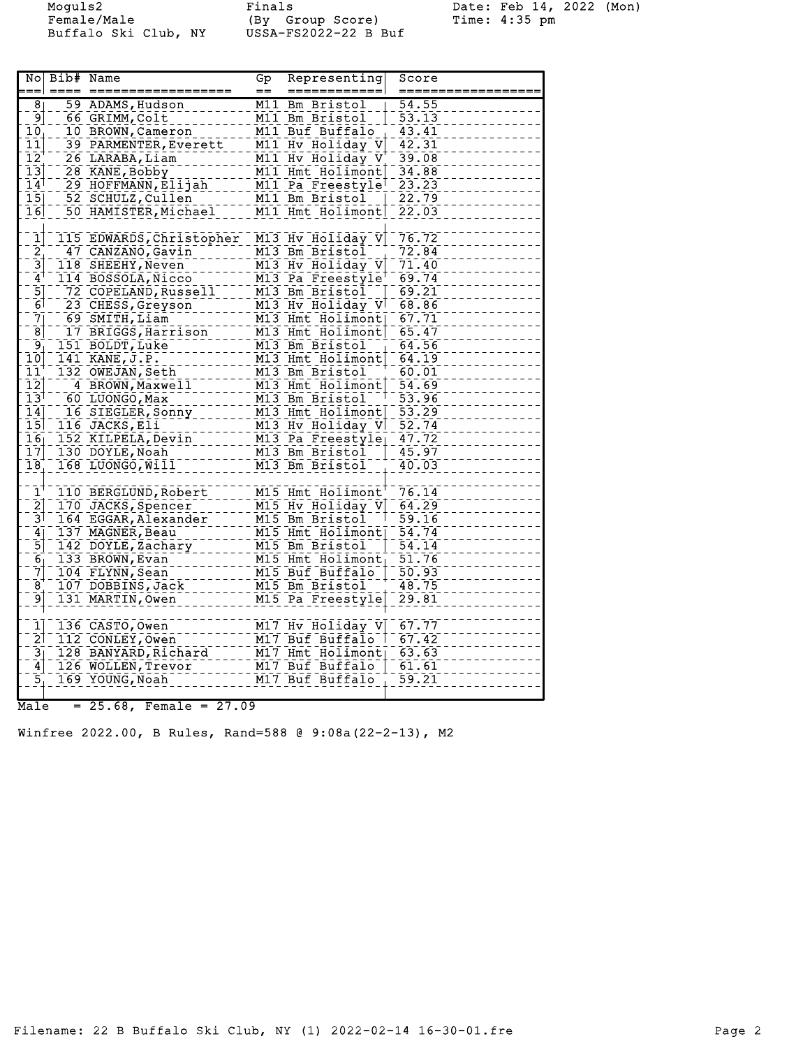Moguls2 Finals Date: Feb 14, 2022 (Mon)
Female/Male (By Group Score) Time: 4:35 pm
Buffalo Ski Club, NY USSA-FS2022-22 B Buf

| No | Bib# | Name | Gp | Representing | Score |
|---|---|---|---|---|---|
| 8 | 59 | ADAMS,Hudson | M11 | Bm Bristol | 54.55 |
| 9 | 66 | GRIMM,Colt | M11 | Bm Bristol | 53.13 |
| 10 | 10 | BROWN,Cameron | M11 | Buf Buffalo | 43.41 |
| 11 | 39 | PARMENTER,Everett | M11 | Hv Holiday V | 42.31 |
| 12 | 26 | LARABA,Liam | M11 | Hv Holiday V | 39.08 |
| 13 | 28 | KANE,Bobby | M11 | Hmt Holimont | 34.88 |
| 14 | 29 | HOFFMANN,Elijah | M11 | Pa Freestyle | 23.23 |
| 15 | 52 | SCHULZ,Cullen | M11 | Bm Bristol | 22.79 |
| 16 | 50 | HAMISTER,Michael | M11 | Hmt Holimont | 22.03 |
| | | | | | |
| 1 | 115 | EDWARDS,Christopher | M13 | Hv Holiday V | 76.72 |
| 2 | 47 | CANZANO,Gavin | M13 | Bm Bristol | 72.84 |
| 3 | 118 | SHEEHY,Neven | M13 | Hv Holiday V | 71.40 |
| 4 | 114 | BOSSOLA,Nicco | M13 | Pa Freestyle | 69.74 |
| 5 | 72 | COPELAND,Russell | M13 | Bm Bristol | 69.21 |
| 6 | 23 | CHESS,Greyson | M13 | Hv Holiday V | 68.86 |
| 7 | 69 | SMITH,Liam | M13 | Hmt Holimont | 67.71 |
| 8 | 17 | BRIGGS,Harrison | M13 | Hmt Holimont | 65.47 |
| 9 | 151 | BOLDT,Luke | M13 | Bm Bristol | 64.56 |
| 10 | 141 | KANE,J.P. | M13 | Hmt Holimont | 64.19 |
| 11 | 132 | OWEJAN,Seth | M13 | Bm Bristol | 60.01 |
| 12 | 4 | BROWN,Maxwell | M13 | Hmt Holimont | 54.69 |
| 13 | 60 | LUONGO,Max | M13 | Bm Bristol | 53.96 |
| 14 | 16 | SIEGLER,Sonny | M13 | Hmt Holimont | 53.29 |
| 15 | 116 | JACKS,Eli | M13 | Hv Holiday V | 52.74 |
| 16 | 152 | KILPELA,Devin | M13 | Pa Freestyle | 47.72 |
| 17 | 130 | DOYLE,Noah | M13 | Bm Bristol | 45.97 |
| 18 | 168 | LUONGO,Will | M13 | Bm Bristol | 40.03 |
| | | | | | |
| 1 | 110 | BERGLUND,Robert | M15 | Hmt Holimont | 76.14 |
| 2 | 170 | JACKS,Spencer | M15 | Hv Holiday V | 64.29 |
| 3 | 164 | EGGAR,Alexander | M15 | Bm Bristol | 59.16 |
| 4 | 137 | MAGNER,Beau | M15 | Hmt Holimont | 54.74 |
| 5 | 142 | DOYLE,Zachary | M15 | Bm Bristol | 54.14 |
| 6 | 133 | BROWN,Evan | M15 | Hmt Holimont | 51.76 |
| 7 | 104 | FLYNN,Sean | M15 | Buf Buffalo | 50.93 |
| 8 | 107 | DOBBINS,Jack | M15 | Bm Bristol | 48.75 |
| 9 | 131 | MARTIN,Owen | M15 | Pa Freestyle | 29.81 |
| | | | | | |
| 1 | 136 | CASTO,Owen | M17 | Hv Holiday V | 67.77 |
| 2 | 112 | CONLEY,Owen | M17 | Buf Buffalo | 67.42 |
| 3 | 128 | BANYARD,Richard | M17 | Hmt Holimont | 63.63 |
| 4 | 126 | WOLLEN,Trevor | M17 | Buf Buffalo | 61.61 |
| 5 | 169 | YOUNG,Noah | M17 | Buf Buffalo | 59.21 |

Male = 25.68, Female = 27.09

Winfree 2022.00, B Rules, Rand=588 @ 9:08a(22-2-13), M2

Filename: 22 B Buffalo Ski Club, NY (1) 2022-02-14 16-30-01.fre